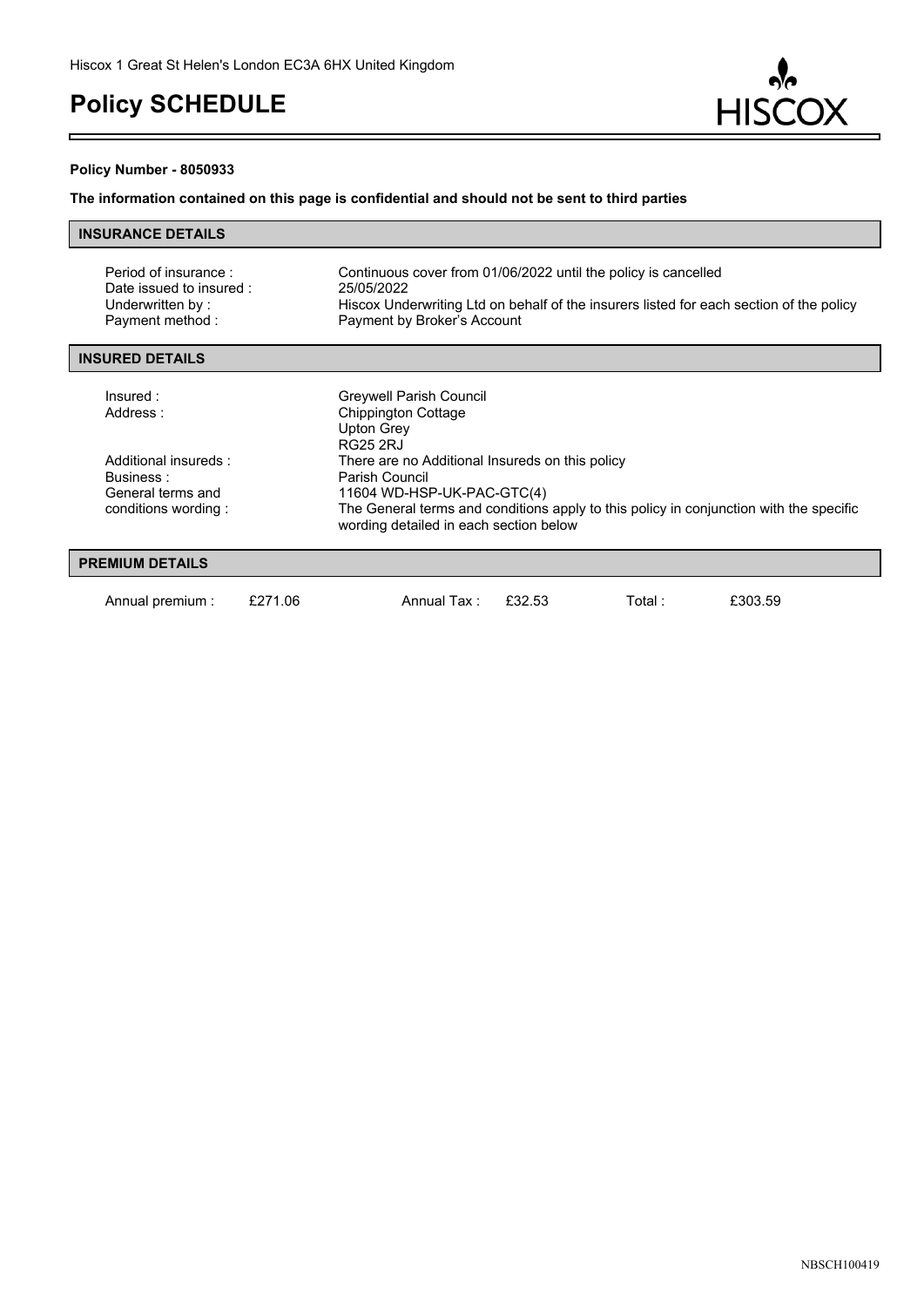Hiscox 1 Great St Helen's London EC3A 6HX United Kingdom

# Policy SCHEDULE

**Policy Number - 8050933**

**The information contained on this page is confidential and should not be sent to third parties**

## INSURANCE DETAILS

| | |
|---|---|
| Period of insurance : | Continuous cover from 01/06/2022 until the policy is cancelled |
| Date issued to insured : | 25/05/2022 |
| Underwritten by : | Hiscox Underwriting Ltd on behalf of the insurers listed for each section of the policy |
| Payment method : | Payment by Broker's Account |

## INSURED DETAILS

| | |
|---|---|
| Insured : | Greywell Parish Council |
| Address : | Chippington Cottage<br>Upton Grey<br>RG25 2RJ |
| Additional insureds : | There are no Additional Insureds on this policy |
| Business : | Parish Council |
| General terms and conditions wording : | 11604 WD-HSP-UK-PAC-GTC(4)<br>The General terms and conditions apply to this policy in conjunction with the specific wording detailed in each section below |

## PREMIUM DETAILS

| | | | | | |
|---|---|---|---|---|---|
| Annual premium : | £271.06 | Annual Tax : | £32.53 | Total : | £303.59 |

NBSCH100419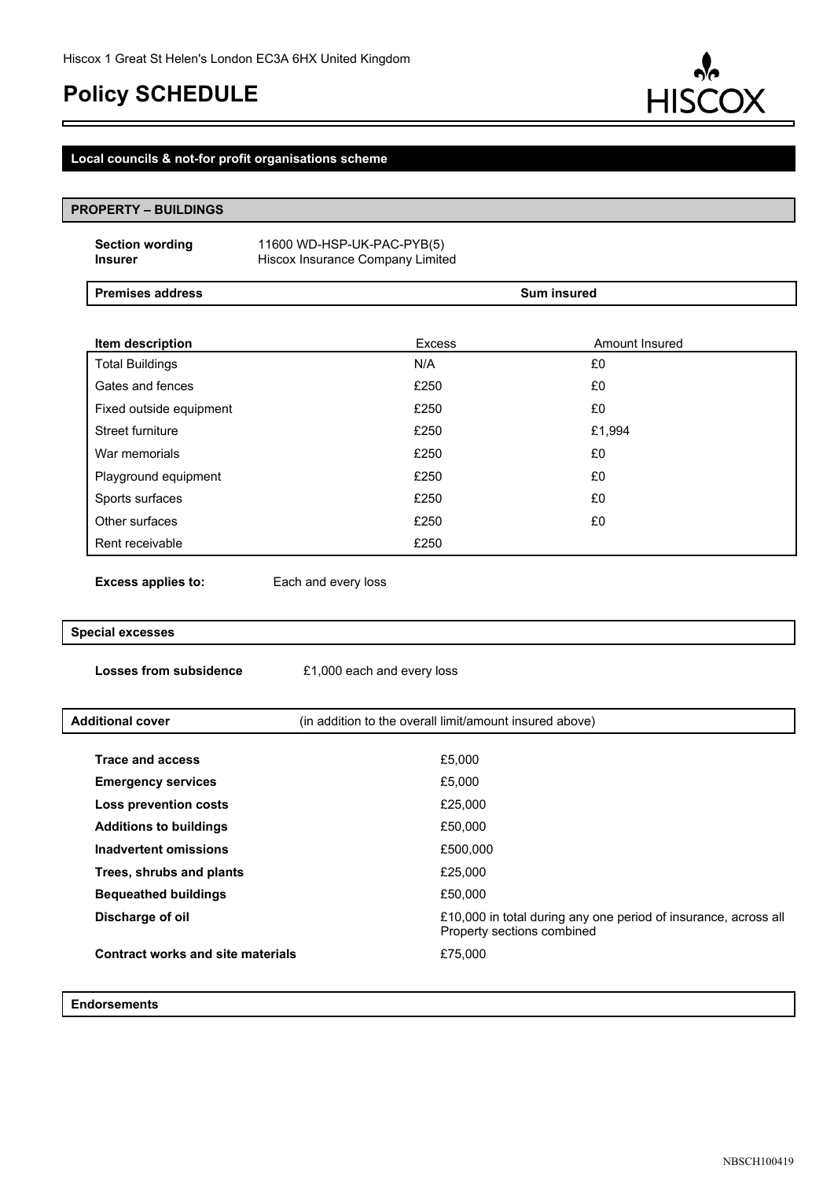Hiscox 1 Great St Helen's London EC3A 6HX United Kingdom

# Policy SCHEDULE

## Local councils & not-for profit organisations scheme

### PROPERTY – BUILDINGS

**Section wording** 11600 WD-HSP-UK-PAC-PYB(5)
**Insurer** Hiscox Insurance Company Limited

| Premises address | Sum insured |
|---|---|

| Item description | Excess | Amount Insured |
|---|---|---|
| Total Buildings | N/A | £0 |
| Gates and fences | £250 | £0 |
| Fixed outside equipment | £250 | £0 |
| Street furniture | £250 | £1,994 |
| War memorials | £250 | £0 |
| Playground equipment | £250 | £0 |
| Sports surfaces | £250 | £0 |
| Other surfaces | £250 | £0 |
| Rent receivable | £250 | |

**Excess applies to:** Each and every loss

### Special excesses

**Losses from subsidence** £1,000 each and every loss

### Additional cover

(in addition to the overall limit/amount insured above)

| | |
|---|---|
| **Trace and access** | £5,000 |
| **Emergency services** | £5,000 |
| **Loss prevention costs** | £25,000 |
| **Additions to buildings** | £50,000 |
| **Inadvertent omissions** | £500,000 |
| **Trees, shrubs and plants** | £25,000 |
| **Bequeathed buildings** | £50,000 |
| **Discharge of oil** | £10,000 in total during any one period of insurance, across all Property sections combined |
| **Contract works and site materials** | £75,000 |

### Endorsements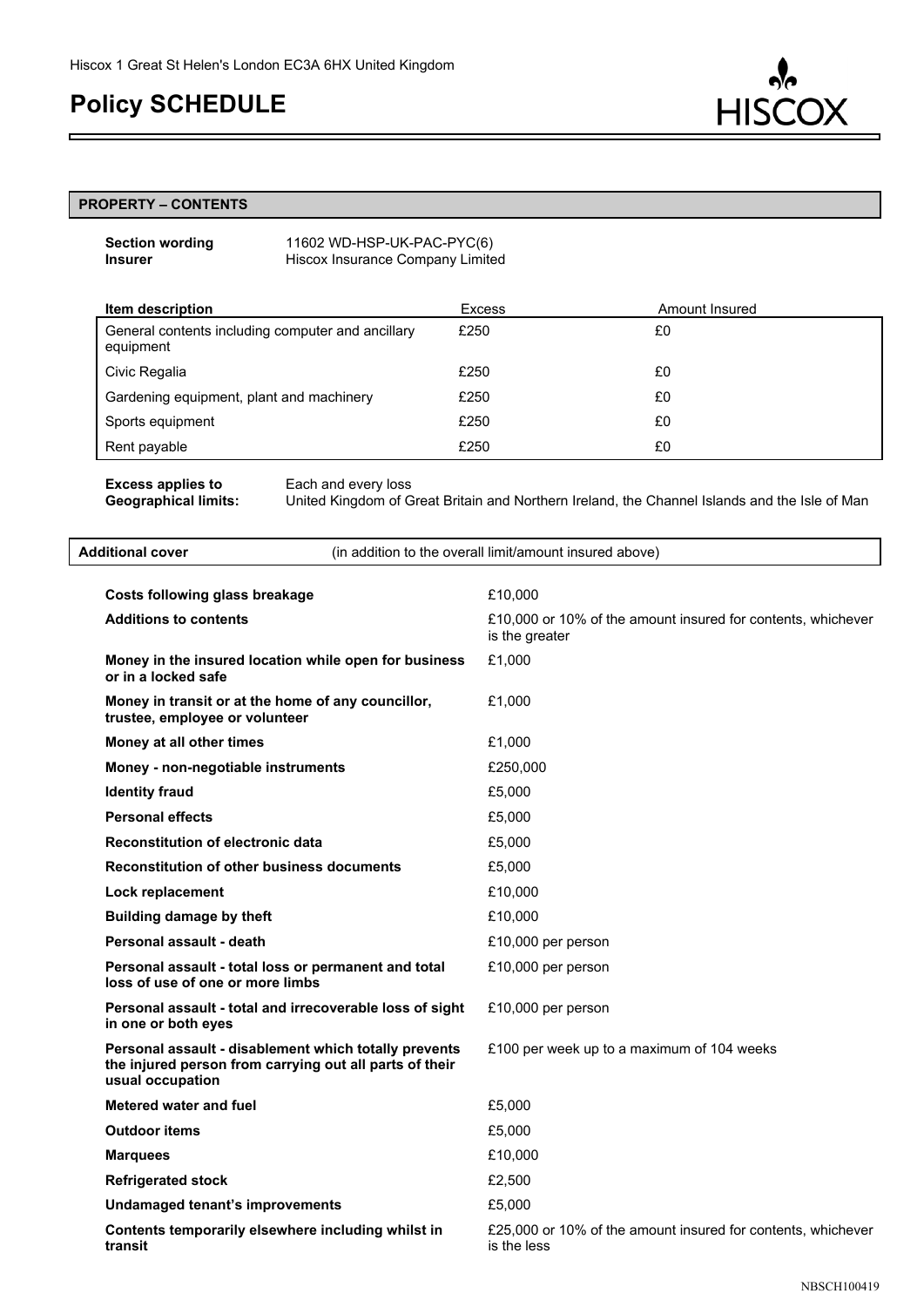Hiscox 1 Great St Helen's London EC3A 6HX United Kingdom

# Policy SCHEDULE

## PROPERTY – CONTENTS

**Section wording** 11602 WD-HSP-UK-PAC-PYC(6)
**Insurer** Hiscox Insurance Company Limited

| Item description | Excess | Amount Insured |
|---|---|---|
| General contents including computer and ancillary equipment | £250 | £0 |
| Civic Regalia | £250 | £0 |
| Gardening equipment, plant and machinery | £250 | £0 |
| Sports equipment | £250 | £0 |
| Rent payable | £250 | £0 |

**Excess applies to** Each and every loss
**Geographical limits:** United Kingdom of Great Britain and Northern Ireland, the Channel Islands and the Isle of Man

**Additional cover** (in addition to the overall limit/amount insured above)

| | |
|---|---|
| **Costs following glass breakage** | £10,000 |
| **Additions to contents** | £10,000 or 10% of the amount insured for contents, whichever is the greater |
| **Money in the insured location while open for business or in a locked safe** | £1,000 |
| **Money in transit or at the home of any councillor, trustee, employee or volunteer** | £1,000 |
| **Money at all other times** | £1,000 |
| **Money - non-negotiable instruments** | £250,000 |
| **Identity fraud** | £5,000 |
| **Personal effects** | £5,000 |
| **Reconstitution of electronic data** | £5,000 |
| **Reconstitution of other business documents** | £5,000 |
| **Lock replacement** | £10,000 |
| **Building damage by theft** | £10,000 |
| **Personal assault - death** | £10,000 per person |
| **Personal assault - total loss or permanent and total loss of use of one or more limbs** | £10,000 per person |
| **Personal assault - total and irrecoverable loss of sight in one or both eyes** | £10,000 per person |
| **Personal assault - disablement which totally prevents the injured person from carrying out all parts of their usual occupation** | £100 per week up to a maximum of 104 weeks |
| **Metered water and fuel** | £5,000 |
| **Outdoor items** | £5,000 |
| **Marquees** | £10,000 |
| **Refrigerated stock** | £2,500 |
| **Undamaged tenant's improvements** | £5,000 |
| **Contents temporarily elsewhere including whilst in transit** | £25,000 or 10% of the amount insured for contents, whichever is the less |

NBSCH100419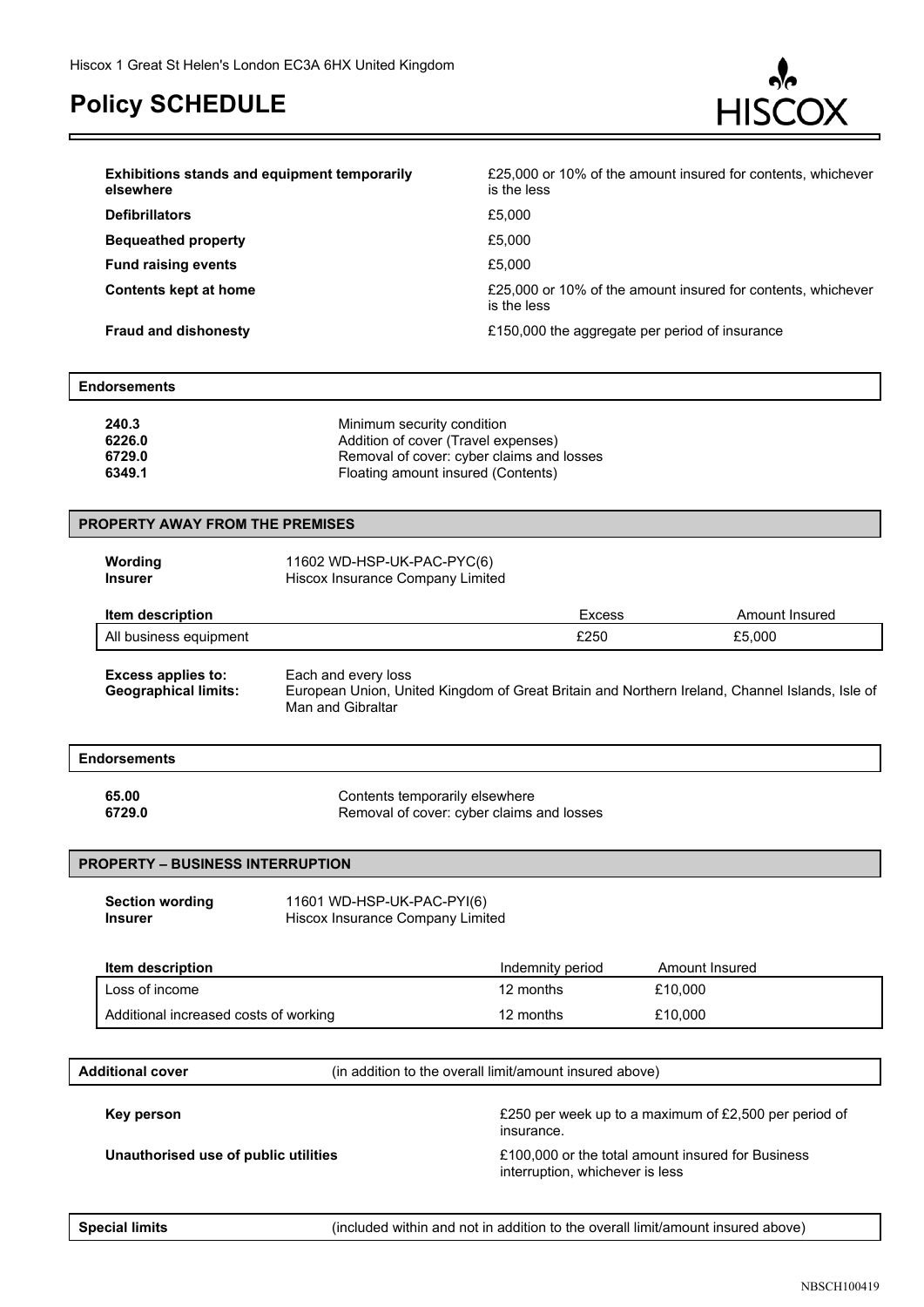| | |
|---|---|
| **Exhibitions stands and equipment temporarily elsewhere** | £25,000 or 10% of the amount insured for contents, whichever is the less |
| **Defibrillators** | £5,000 |
| **Bequeathed property** | £5,000 |
| **Fund raising events** | £5,000 |
| **Contents kept at home** | £25,000 or 10% of the amount insured for contents, whichever is the less |
| **Fraud and dishonesty** | £150,000 the aggregate per period of insurance |

**Endorsements**

| | |
|---|---|
| **240.3** | Minimum security condition |
| **6226.0** | Addition of cover (Travel expenses) |
| **6729.0** | Removal of cover: cyber claims and losses |
| **6349.1** | Floating amount insured (Contents) |

## PROPERTY AWAY FROM THE PREMISES

**Wording** 11602 WD-HSP-UK-PAC-PYC(6)
**Insurer** Hiscox Insurance Company Limited

| Item description | Excess | Amount Insured |
|---|---|---|
| All business equipment | £250 | £5,000 |

**Excess applies to:** Each and every loss
**Geographical limits:** European Union, United Kingdom of Great Britain and Northern Ireland, Channel Islands, Isle of Man and Gibraltar

**Endorsements**

| | |
|---|---|
| **65.00** | Contents temporarily elsewhere |
| **6729.0** | Removal of cover: cyber claims and losses |

## PROPERTY – BUSINESS INTERRUPTION

**Section wording** 11601 WD-HSP-UK-PAC-PYI(6)
**Insurer** Hiscox Insurance Company Limited

| Item description | Indemnity period | Amount Insured |
|---|---|---|
| Loss of income | 12 months | £10,000 |
| Additional increased costs of working | 12 months | £10,000 |

**Additional cover** (in addition to the overall limit/amount insured above)

| | |
|---|---|
| **Key person** | £250 per week up to a maximum of £2,500 per period of insurance. |
| **Unauthorised use of public utilities** | £100,000 or the total amount insured for Business interruption, whichever is less |

**Special limits** (included within and not in addition to the overall limit/amount insured above)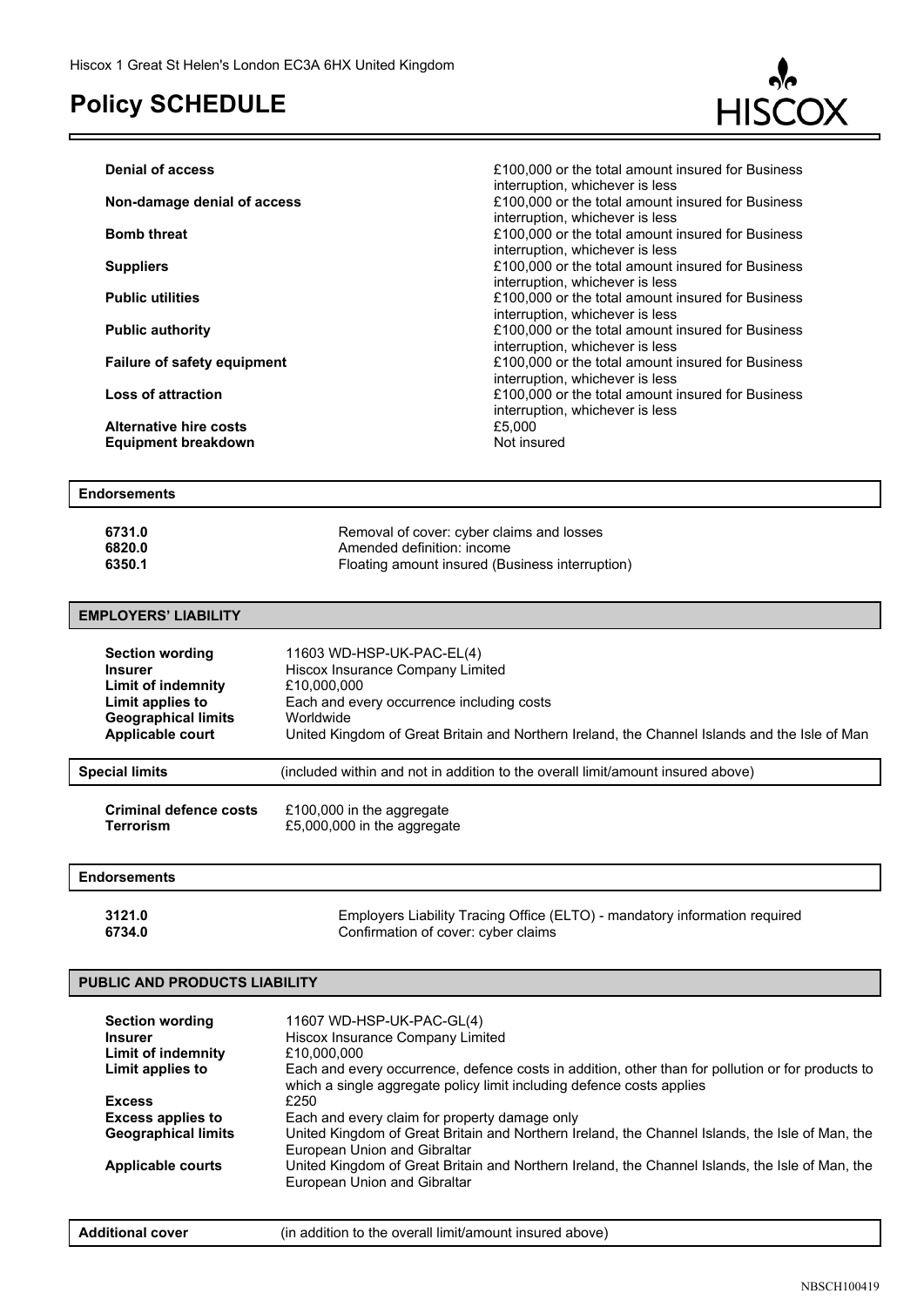Hiscox 1 Great St Helen's London EC3A 6HX United Kingdom

# Policy SCHEDULE

| | |
|---|---|
| **Denial of access** | £100,000 or the total amount insured for Business interruption, whichever is less |
| **Non-damage denial of access** | £100,000 or the total amount insured for Business interruption, whichever is less |
| **Bomb threat** | £100,000 or the total amount insured for Business interruption, whichever is less |
| **Suppliers** | £100,000 or the total amount insured for Business interruption, whichever is less |
| **Public utilities** | £100,000 or the total amount insured for Business interruption, whichever is less |
| **Public authority** | £100,000 or the total amount insured for Business interruption, whichever is less |
| **Failure of safety equipment** | £100,000 or the total amount insured for Business interruption, whichever is less |
| **Loss of attraction** | £100,000 or the total amount insured for Business interruption, whichever is less |
| **Alternative hire costs** | £5,000 |
| **Equipment breakdown** | Not insured |

**Endorsements**

| | |
|---|---|
| **6731.0** | Removal of cover: cyber claims and losses |
| **6820.0** | Amended definition: income |
| **6350.1** | Floating amount insured (Business interruption) |

## EMPLOYERS' LIABILITY

| | |
|---|---|
| **Section wording** | 11603 WD-HSP-UK-PAC-EL(4) |
| **Insurer** | Hiscox Insurance Company Limited |
| **Limit of indemnity** | £10,000,000 |
| **Limit applies to** | Each and every occurrence including costs |
| **Geographical limits** | Worldwide |
| **Applicable court** | United Kingdom of Great Britain and Northern Ireland, the Channel Islands and the Isle of Man |

**Special limits** (included within and not in addition to the overall limit/amount insured above)

| | |
|---|---|
| **Criminal defence costs** | £100,000 in the aggregate |
| **Terrorism** | £5,000,000 in the aggregate |

**Endorsements**

| | |
|---|---|
| **3121.0** | Employers Liability Tracing Office (ELTO) - mandatory information required |
| **6734.0** | Confirmation of cover: cyber claims |

## PUBLIC AND PRODUCTS LIABILITY

| | |
|---|---|
| **Section wording** | 11607 WD-HSP-UK-PAC-GL(4) |
| **Insurer** | Hiscox Insurance Company Limited |
| **Limit of indemnity** | £10,000,000 |
| **Limit applies to** | Each and every occurrence, defence costs in addition, other than for pollution or for products to which a single aggregate policy limit including defence costs applies |
| **Excess** | £250 |
| **Excess applies to** | Each and every claim for property damage only |
| **Geographical limits** | United Kingdom of Great Britain and Northern Ireland, the Channel Islands, the Isle of Man, the European Union and Gibraltar |
| **Applicable courts** | United Kingdom of Great Britain and Northern Ireland, the Channel Islands, the Isle of Man, the European Union and Gibraltar |

**Additional cover** (in addition to the overall limit/amount insured above)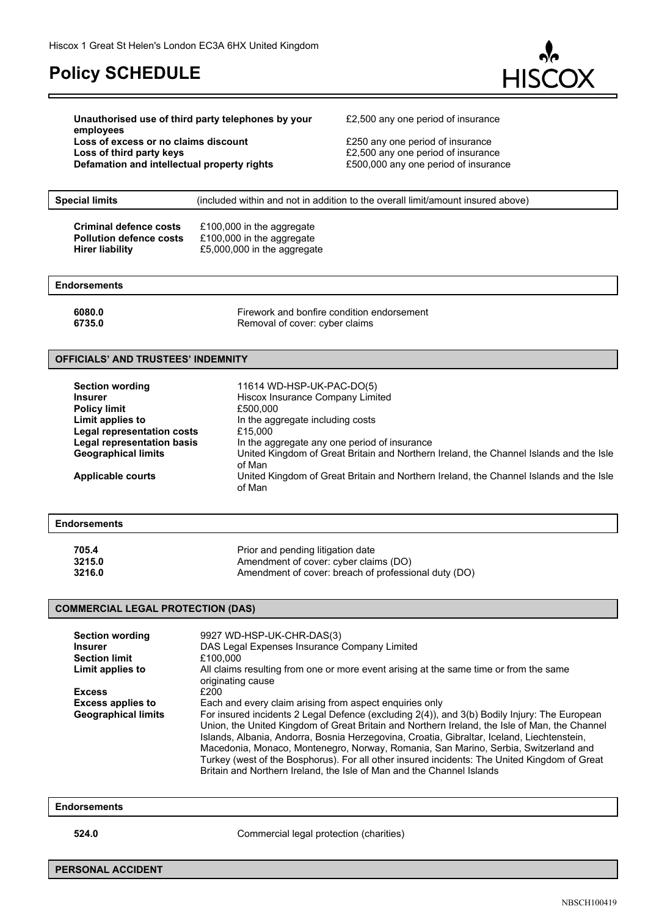Hiscox 1 Great St Helen's London EC3A 6HX United Kingdom

# Policy SCHEDULE

| | |
|---|---|
| **Unauthorised use of third party telephones by your employees** | £2,500 any one period of insurance |
| **Loss of excess or no claims discount** | £250 any one period of insurance |
| **Loss of third party keys** | £2,500 any one period of insurance |
| **Defamation and intellectual property rights** | £500,000 any one period of insurance |

**Special limits** (included within and not in addition to the overall limit/amount insured above)

| | |
|---|---|
| **Criminal defence costs** | £100,000 in the aggregate |
| **Pollution defence costs** | £100,000 in the aggregate |
| **Hirer liability** | £5,000,000 in the aggregate |

**Endorsements**

| | |
|---|---|
| **6080.0** | Firework and bonfire condition endorsement |
| **6735.0** | Removal of cover: cyber claims |

## OFFICIALS' AND TRUSTEES' INDEMNITY

| | |
|---|---|
| **Section wording** | 11614 WD-HSP-UK-PAC-DO(5) |
| **Insurer** | Hiscox Insurance Company Limited |
| **Policy limit** | £500,000 |
| **Limit applies to** | In the aggregate including costs |
| **Legal representation costs** | £15,000 |
| **Legal representation basis** | In the aggregate any one period of insurance |
| **Geographical limits** | United Kingdom of Great Britain and Northern Ireland, the Channel Islands and the Isle of Man |
| **Applicable courts** | United Kingdom of Great Britain and Northern Ireland, the Channel Islands and the Isle of Man |

**Endorsements**

| | |
|---|---|
| **705.4** | Prior and pending litigation date |
| **3215.0** | Amendment of cover: cyber claims (DO) |
| **3216.0** | Amendment of cover: breach of professional duty (DO) |

## COMMERCIAL LEGAL PROTECTION (DAS)

| | |
|---|---|
| **Section wording** | 9927 WD-HSP-UK-CHR-DAS(3) |
| **Insurer** | DAS Legal Expenses Insurance Company Limited |
| **Section limit** | £100,000 |
| **Limit applies to** | All claims resulting from one or more event arising at the same time or from the same originating cause |
| **Excess** | £200 |
| **Excess applies to** | Each and every claim arising from aspect enquiries only |
| **Geographical limits** | For insured incidents 2 Legal Defence (excluding 2(4)), and 3(b) Bodily Injury: The European Union, the United Kingdom of Great Britain and Northern Ireland, the Isle of Man, the Channel Islands, Albania, Andorra, Bosnia Herzegovina, Croatia, Gibraltar, Iceland, Liechtenstein, Macedonia, Monaco, Montenegro, Norway, Romania, San Marino, Serbia, Switzerland and Turkey (west of the Bosphorus). For all other insured incidents: The United Kingdom of Great Britain and Northern Ireland, the Isle of Man and the Channel Islands |

**Endorsements**

| | |
|---|---|
| **524.0** | Commercial legal protection (charities) |

## PERSONAL ACCIDENT

NBSCH100419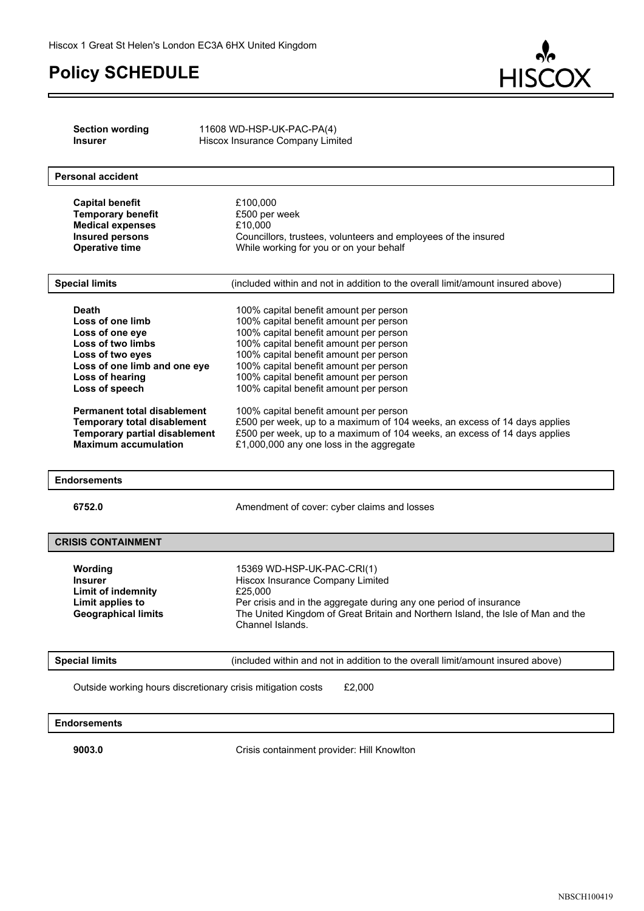Hiscox 1 Great St Helen's London EC3A 6HX United Kingdom

# Policy SCHEDULE

| | |
|---|---|
| **Section wording** | 11608 WD-HSP-UK-PAC-PA(4) |
| **Insurer** | Hiscox Insurance Company Limited |

## Personal accident

| | |
|---|---|
| **Capital benefit** | £100,000 |
| **Temporary benefit** | £500 per week |
| **Medical expenses** | £10,000 |
| **Insured persons** | Councillors, trustees, volunteers and employees of the insured |
| **Operative time** | While working for you or on your behalf |

## Special limits

(included within and not in addition to the overall limit/amount insured above)

| | |
|---|---|
| **Death** | 100% capital benefit amount per person |
| **Loss of one limb** | 100% capital benefit amount per person |
| **Loss of one eye** | 100% capital benefit amount per person |
| **Loss of two limbs** | 100% capital benefit amount per person |
| **Loss of two eyes** | 100% capital benefit amount per person |
| **Loss of one limb and one eye** | 100% capital benefit amount per person |
| **Loss of hearing** | 100% capital benefit amount per person |
| **Loss of speech** | 100% capital benefit amount per person |
| **Permanent total disablement** | 100% capital benefit amount per person |
| **Temporary total disablement** | £500 per week, up to a maximum of 104 weeks, an excess of 14 days applies |
| **Temporary partial disablement** | £500 per week, up to a maximum of 104 weeks, an excess of 14 days applies |
| **Maximum accumulation** | £1,000,000 any one loss in the aggregate |

## Endorsements

| | |
|---|---|
| **6752.0** | Amendment of cover: cyber claims and losses |

## CRISIS CONTAINMENT

| | |
|---|---|
| **Wording** | 15369 WD-HSP-UK-PAC-CRI(1) |
| **Insurer** | Hiscox Insurance Company Limited |
| **Limit of indemnity** | £25,000 |
| **Limit applies to** | Per crisis and in the aggregate during any one period of insurance |
| **Geographical limits** | The United Kingdom of Great Britain and Northern Island, the Isle of Man and the Channel Islands. |

## Special limits

(included within and not in addition to the overall limit/amount insured above)

Outside working hours discretionary crisis mitigation costs £2,000

## Endorsements

| | |
|---|---|
| **9003.0** | Crisis containment provider: Hill Knowlton |

NBSCH100419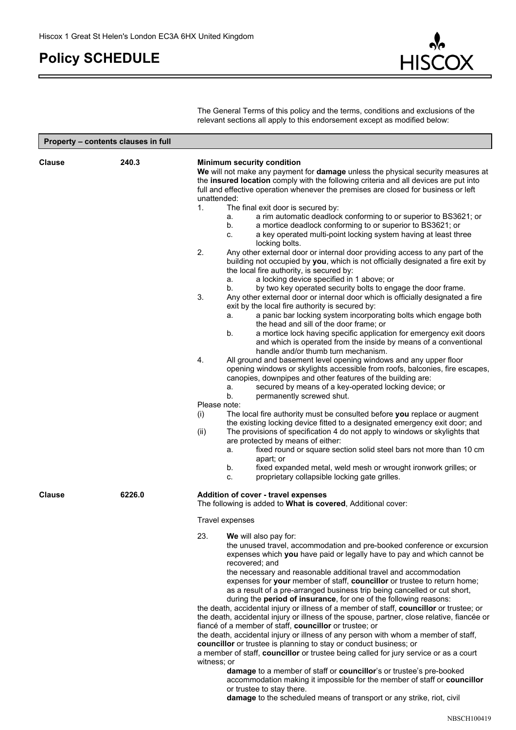Hiscox 1 Great St Helen's London EC3A 6HX United Kingdom

# Policy SCHEDULE

The General Terms of this policy and the terms, conditions and exclusions of the relevant sections all apply to this endorsement except as modified below:

## Property – contents clauses in full

**Clause 240.3**

**Minimum security condition**

**We** will not make any payment for **damage** unless the physical security measures at the **insured location** comply with the following criteria and all devices are put into full and effective operation whenever the premises are closed for business or left unattended:

1. The final exit door is secured by:
   a. a rim automatic deadlock conforming to or superior to BS3621; or
   b. a mortice deadlock conforming to or superior to BS3621; or
   c. a key operated multi-point locking system having at least three locking bolts.
2. Any other external door or internal door providing access to any part of the building not occupied by **you**, which is not officially designated a fire exit by the local fire authority, is secured by:
   a. a locking device specified in 1 above; or
   b. by two key operated security bolts to engage the door frame.
3. Any other external door or internal door which is officially designated a fire exit by the local fire authority is secured by:
   a. a panic bar locking system incorporating bolts which engage both the head and sill of the door frame; or
   b. a mortice lock having specific application for emergency exit doors and which is operated from the inside by means of a conventional handle and/or thumb turn mechanism.
4. All ground and basement level opening windows and any upper floor opening windows or skylights accessible from roofs, balconies, fire escapes, canopies, downpipes and other features of the building are:
   a. secured by means of a key-operated locking device; or
   b. permanently screwed shut.

Please note:

(i) The local fire authority must be consulted before **you** replace or augment the existing locking device fitted to a designated emergency exit door; and

(ii) The provisions of specification 4 do not apply to windows or skylights that are protected by means of either:
   a. fixed round or square section solid steel bars not more than 10 cm apart; or
   b. fixed expanded metal, weld mesh or wrought ironwork grilles; or
   c. proprietary collapsible locking gate grilles.

**Clause 6226.0**

**Addition of cover - travel expenses**

The following is added to **What is covered**, Additional cover:

Travel expenses

23. **We** will also pay for:
    the unused travel, accommodation and pre-booked conference or excursion expenses which **you** have paid or legally have to pay and which cannot be recovered; and
    the necessary and reasonable additional travel and accommodation expenses for **your** member of staff, **councillor** or trustee to return home;
    as a result of a pre-arranged business trip being cancelled or cut short, during the **period of insurance**, for one of the following reasons:

the death, accidental injury or illness of a member of staff, **councillor** or trustee; or
the death, accidental injury or illness of the spouse, partner, close relative, fiancée or fiancé of a member of staff, **councillor** or trustee; or
the death, accidental injury or illness of any person with whom a member of staff, **councillor** or trustee is planning to stay or conduct business; or
a member of staff, **councillor** or trustee being called for jury service or as a court witness; or

**damage** to a member of staff or **councillor**'s or trustee's pre-booked accommodation making it impossible for the member of staff or **councillor** or trustee to stay there.

**damage** to the scheduled means of transport or any strike, riot, civil

NBSCH100419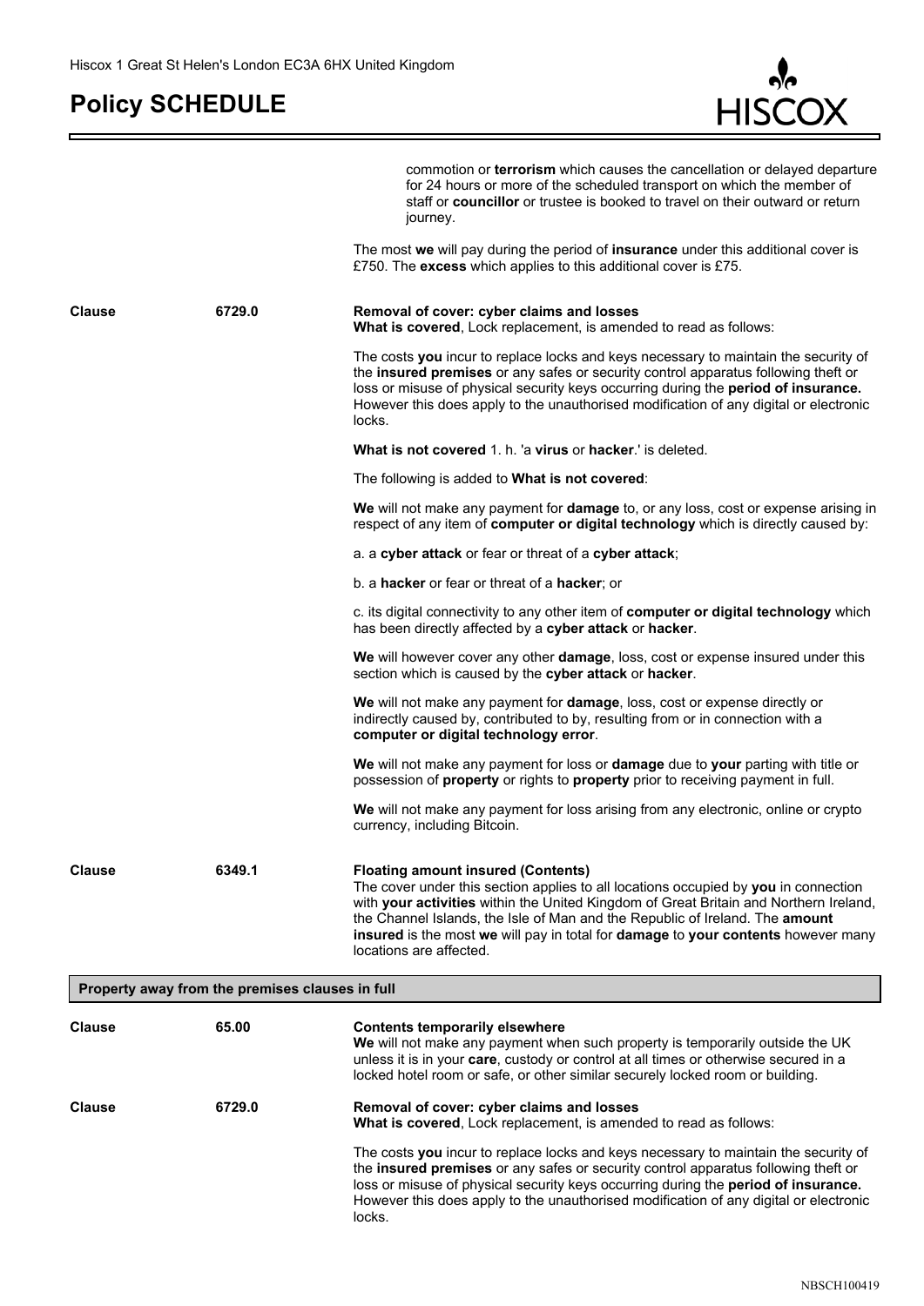commotion or **terrorism** which causes the cancellation or delayed departure for 24 hours or more of the scheduled transport on which the member of staff or **councillor** or trustee is booked to travel on their outward or return journey.

The most **we** will pay during the period of **insurance** under this additional cover is £750. The **excess** which applies to this additional cover is £75.

**Clause** **6729.0** **Removal of cover: cyber claims and losses**
**What is covered**, Lock replacement, is amended to read as follows:

The costs **you** incur to replace locks and keys necessary to maintain the security of the **insured premises** or any safes or security control apparatus following theft or loss or misuse of physical security keys occurring during the **period of insurance.** However this does apply to the unauthorised modification of any digital or electronic locks.

**What is not covered** 1. h. 'a **virus** or **hacker**.' is deleted.

The following is added to **What is not covered**:

**We** will not make any payment for **damage** to, or any loss, cost or expense arising in respect of any item of **computer or digital technology** which is directly caused by:

a. a **cyber attack** or fear or threat of a **cyber attack**;

b. a **hacker** or fear or threat of a **hacker**; or

c. its digital connectivity to any other item of **computer or digital technology** which has been directly affected by a **cyber attack** or **hacker**.

**We** will however cover any other **damage**, loss, cost or expense insured under this section which is caused by the **cyber attack** or **hacker**.

**We** will not make any payment for **damage**, loss, cost or expense directly or indirectly caused by, contributed to by, resulting from or in connection with a **computer or digital technology error**.

**We** will not make any payment for loss or **damage** due to **your** parting with title or possession of **property** or rights to **property** prior to receiving payment in full.

**We** will not make any payment for loss arising from any electronic, online or crypto currency, including Bitcoin.

**Clause** **6349.1** **Floating amount insured (Contents)**
The cover under this section applies to all locations occupied by **you** in connection with **your activities** within the United Kingdom of Great Britain and Northern Ireland, the Channel Islands, the Isle of Man and the Republic of Ireland. The **amount insured** is the most **we** will pay in total for **damage** to **your contents** however many locations are affected.

## Property away from the premises clauses in full

**Clause** **65.00** **Contents temporarily elsewhere**
**We** will not make any payment when such property is temporarily outside the UK unless it is in your **care**, custody or control at all times or otherwise secured in a locked hotel room or safe, or other similar securely locked room or building.

**Clause** **6729.0** **Removal of cover: cyber claims and losses**
**What is covered**, Lock replacement, is amended to read as follows:

The costs **you** incur to replace locks and keys necessary to maintain the security of the **insured premises** or any safes or security control apparatus following theft or loss or misuse of physical security keys occurring during the **period of insurance.** However this does apply to the unauthorised modification of any digital or electronic locks.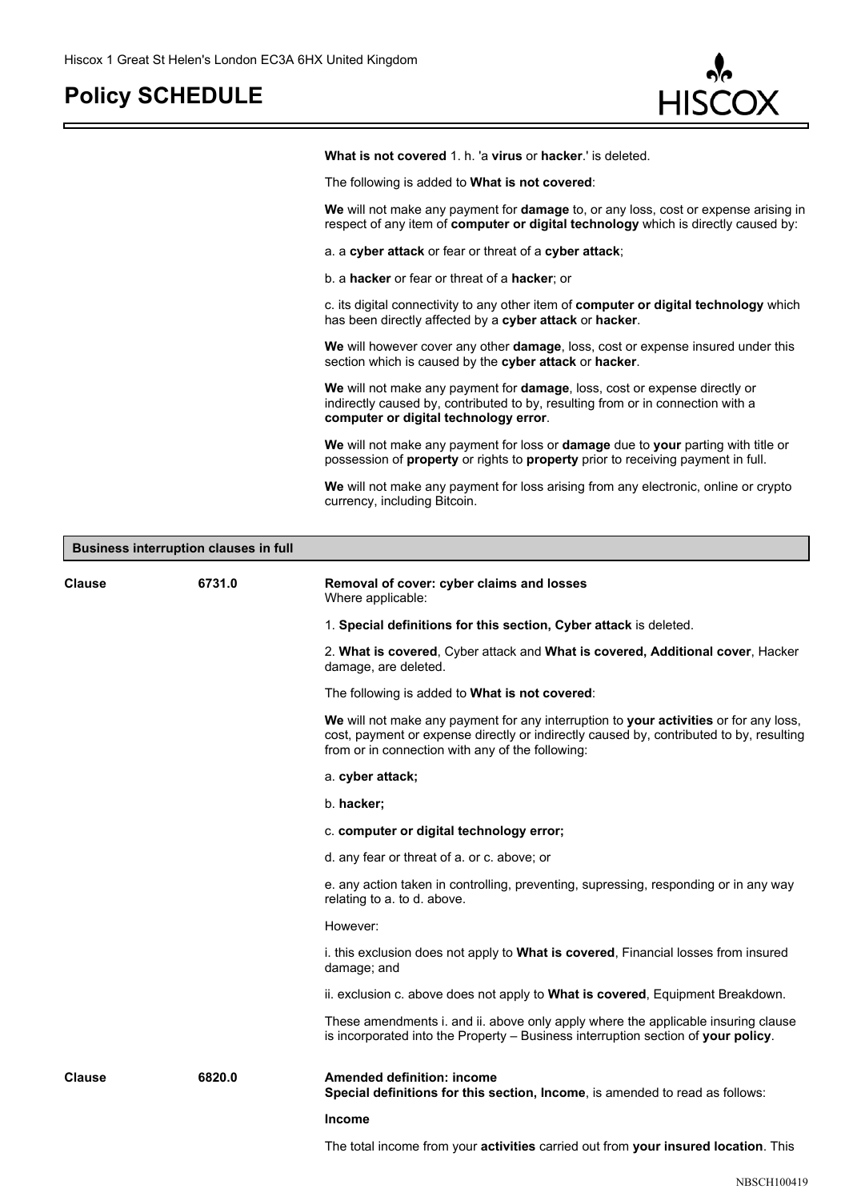**What is not covered** 1. h. 'a **virus** or **hacker**.' is deleted.

The following is added to **What is not covered**:

**We** will not make any payment for **damage** to, or any loss, cost or expense arising in respect of any item of **computer or digital technology** which is directly caused by:

a. a **cyber attack** or fear or threat of a **cyber attack**;

b. a **hacker** or fear or threat of a **hacker**; or

c. its digital connectivity to any other item of **computer or digital technology** which has been directly affected by a **cyber attack** or **hacker**.

**We** will however cover any other **damage**, loss, cost or expense insured under this section which is caused by the **cyber attack** or **hacker**.

**We** will not make any payment for **damage**, loss, cost or expense directly or indirectly caused by, contributed to by, resulting from or in connection with a **computer or digital technology error**.

**We** will not make any payment for loss or **damage** due to **your** parting with title or possession of **property** or rights to **property** prior to receiving payment in full.

**We** will not make any payment for loss arising from any electronic, online or crypto currency, including Bitcoin.

## Business interruption clauses in full

**Clause 6731.0**

**Removal of cover: cyber claims and losses**
Where applicable:

1. **Special definitions for this section, Cyber attack** is deleted.

2. **What is covered**, Cyber attack and **What is covered, Additional cover**, Hacker damage, are deleted.

The following is added to **What is not covered**:

**We** will not make any payment for any interruption to **your activities** or for any loss, cost, payment or expense directly or indirectly caused by, contributed to by, resulting from or in connection with any of the following:

a. **cyber attack;**

b. **hacker;**

c. **computer or digital technology error;**

d. any fear or threat of a. or c. above; or

e. any action taken in controlling, preventing, supressing, responding or in any way relating to a. to d. above.

However:

i. this exclusion does not apply to **What is covered**, Financial losses from insured damage; and

ii. exclusion c. above does not apply to **What is covered**, Equipment Breakdown.

These amendments i. and ii. above only apply where the applicable insuring clause is incorporated into the Property – Business interruption section of **your policy**.

**Clause 6820.0**

**Amended definition: income**
**Special definitions for this section, Income**, is amended to read as follows:

**Income**

The total income from your **activities** carried out from **your insured location**. This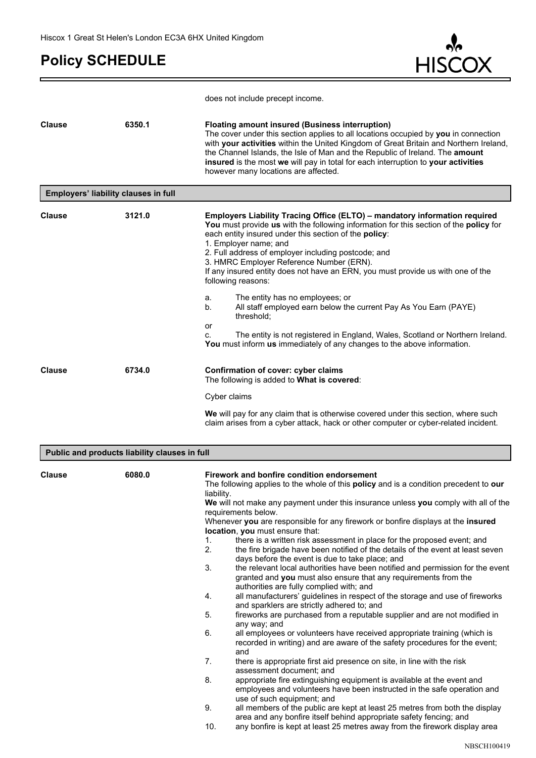does not include precept income.

**Clause** **6350.1** **Floating amount insured (Business interruption)**
The cover under this section applies to all locations occupied by **you** in connection with **your activities** within the United Kingdom of Great Britain and Northern Ireland, the Channel Islands, the Isle of Man and the Republic of Ireland. The **amount insured** is the most **we** will pay in total for each interruption to **your activities** however many locations are affected.

## Employers' liability clauses in full

**Clause** **3121.0** **Employers Liability Tracing Office (ELTO) – mandatory information required**
**You** must provide **us** with the following information for this section of the **policy** for each entity insured under this section of the **policy**:
1. Employer name; and
2. Full address of employer including postcode; and
3. HMRC Employer Reference Number (ERN).

If any insured entity does not have an ERN, you must provide us with one of the following reasons:

a. The entity has no employees; or
b. All staff employed earn below the current Pay As You Earn (PAYE) threshold;

or

c. The entity is not registered in England, Wales, Scotland or Northern Ireland.

**You** must inform **us** immediately of any changes to the above information.

**Clause** **6734.0** **Confirmation of cover: cyber claims**
The following is added to **What is covered**:

Cyber claims

**We** will pay for any claim that is otherwise covered under this section, where such claim arises from a cyber attack, hack or other computer or cyber-related incident.

## Public and products liability clauses in full

**Clause** **6080.0** **Firework and bonfire condition endorsement**
The following applies to the whole of this **policy** and is a condition precedent to **our** liability.
**We** will not make any payment under this insurance unless **you** comply with all of the requirements below.
Whenever **you** are responsible for any firework or bonfire displays at the **insured location**, **you** must ensure that:
1. there is a written risk assessment in place for the proposed event; and
2. the fire brigade have been notified of the details of the event at least seven days before the event is due to take place; and
3. the relevant local authorities have been notified and permission for the event granted and **you** must also ensure that any requirements from the authorities are fully complied with; and
4. all manufacturers' guidelines in respect of the storage and use of fireworks and sparklers are strictly adhered to; and
5. fireworks are purchased from a reputable supplier and are not modified in any way; and
6. all employees or volunteers have received appropriate training (which is recorded in writing) and are aware of the safety procedures for the event; and
7. there is appropriate first aid presence on site, in line with the risk assessment document; and
8. appropriate fire extinguishing equipment is available at the event and employees and volunteers have been instructed in the safe operation and use of such equipment; and
9. all members of the public are kept at least 25 metres from both the display area and any bonfire itself behind appropriate safety fencing; and
10. any bonfire is kept at least 25 metres away from the firework display area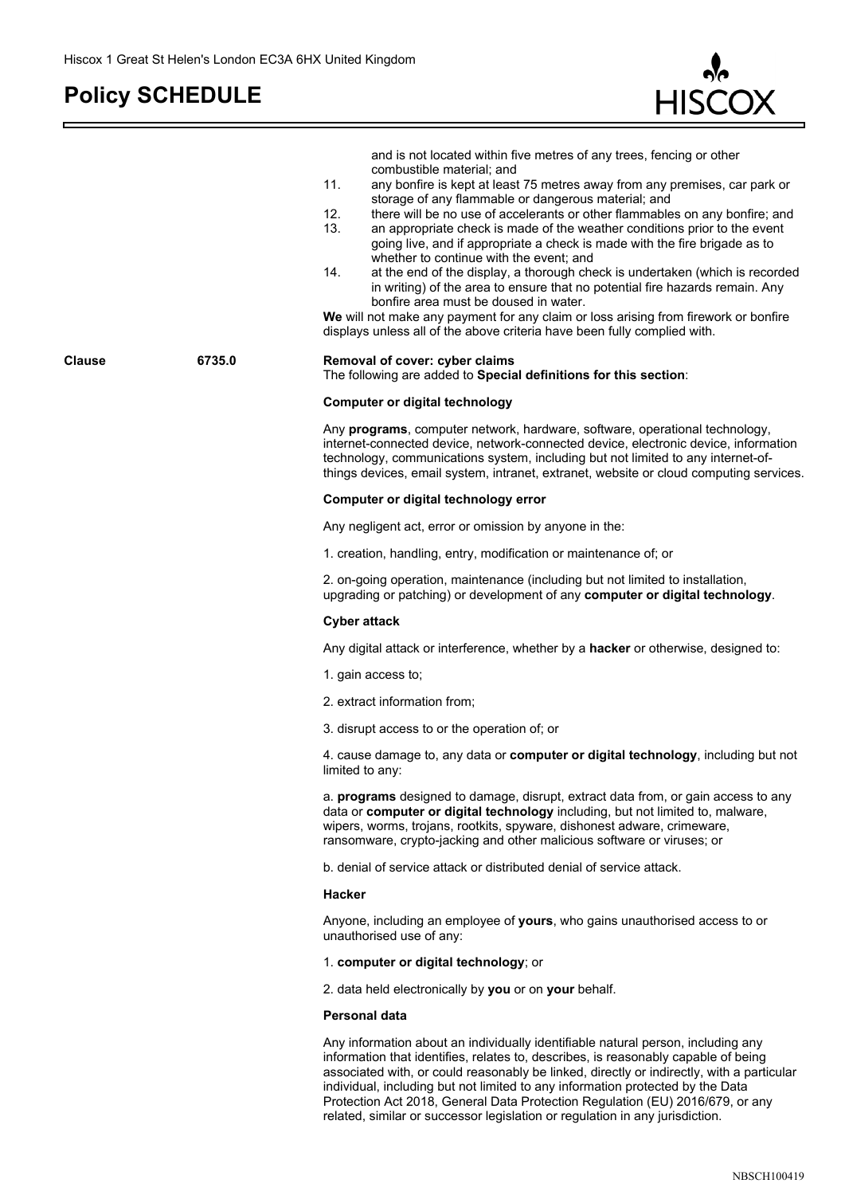and is not located within five metres of any trees, fencing or other combustible material; and

11. any bonfire is kept at least 75 metres away from any premises, car park or storage of any flammable or dangerous material; and
12. there will be no use of accelerants or other flammables on any bonfire; and
13. an appropriate check is made of the weather conditions prior to the event going live, and if appropriate a check is made with the fire brigade as to whether to continue with the event; and
14. at the end of the display, a thorough check is undertaken (which is recorded in writing) of the area to ensure that no potential fire hazards remain. Any bonfire area must be doused in water.

**We** will not make any payment for any claim or loss arising from firework or bonfire displays unless all of the above criteria have been fully complied with.

**Clause** **6735.0** **Removal of cover: cyber claims**

The following are added to **Special definitions for this section**:

**Computer or digital technology**

Any **programs**, computer network, hardware, software, operational technology, internet-connected device, network-connected device, electronic device, information technology, communications system, including but not limited to any internet-of-things devices, email system, intranet, extranet, website or cloud computing services.

**Computer or digital technology error**

Any negligent act, error or omission by anyone in the:

1. creation, handling, entry, modification or maintenance of; or

2. on-going operation, maintenance (including but not limited to installation, upgrading or patching) or development of any **computer or digital technology**.

**Cyber attack**

Any digital attack or interference, whether by a **hacker** or otherwise, designed to:

1. gain access to;

2. extract information from;

3. disrupt access to or the operation of; or

4. cause damage to, any data or **computer or digital technology**, including but not limited to any:

a. **programs** designed to damage, disrupt, extract data from, or gain access to any data or **computer or digital technology** including, but not limited to, malware, wipers, worms, trojans, rootkits, spyware, dishonest adware, crimeware, ransomware, crypto-jacking and other malicious software or viruses; or

b. denial of service attack or distributed denial of service attack.

**Hacker**

Anyone, including an employee of **yours**, who gains unauthorised access to or unauthorised use of any:

1. **computer or digital technology**; or

2. data held electronically by **you** or on **your** behalf.

**Personal data**

Any information about an individually identifiable natural person, including any information that identifies, relates to, describes, is reasonably capable of being associated with, or could reasonably be linked, directly or indirectly, with a particular individual, including but not limited to any information protected by the Data Protection Act 2018, General Data Protection Regulation (EU) 2016/679, or any related, similar or successor legislation or regulation in any jurisdiction.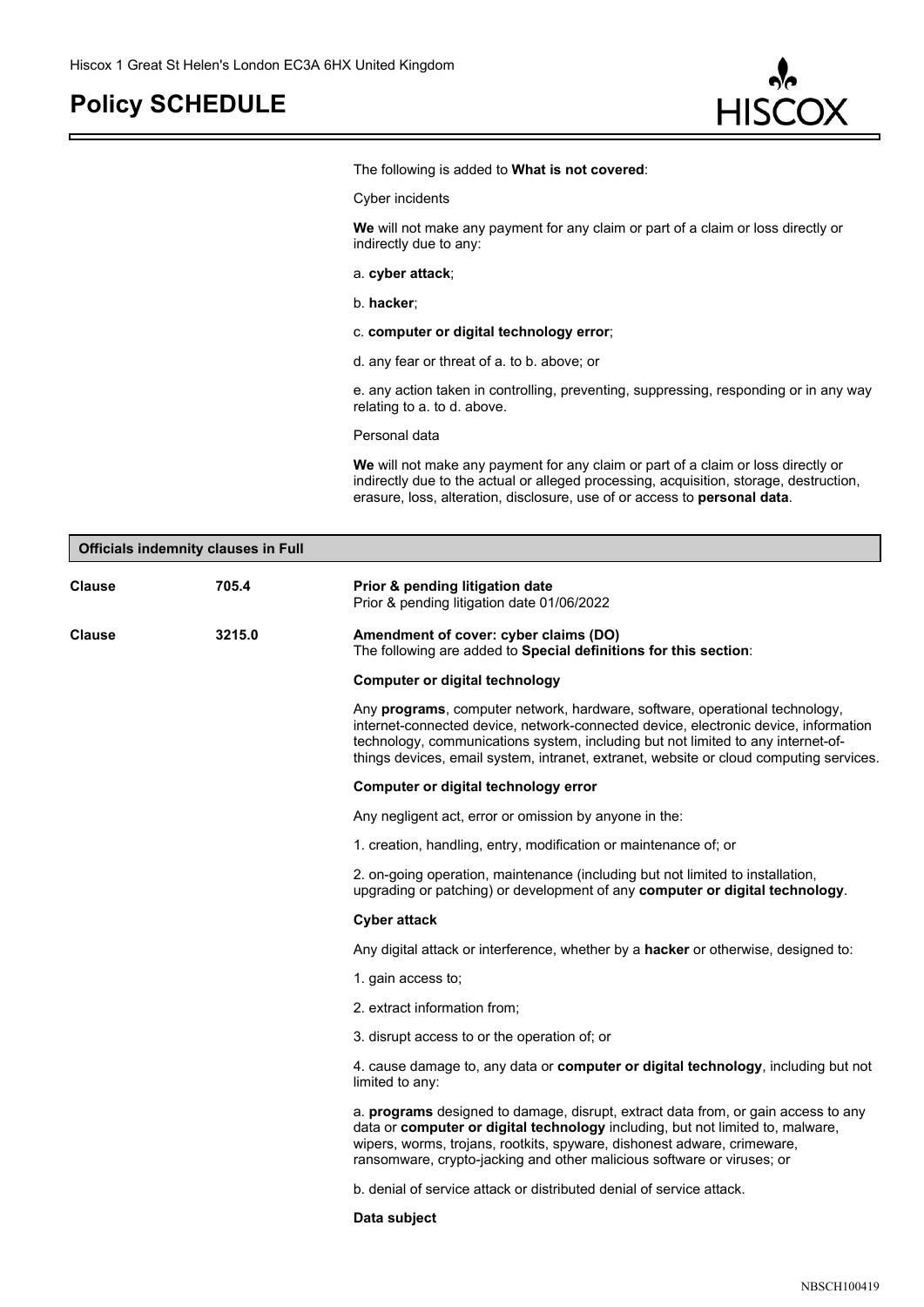The following is added to **What is not covered**:

Cyber incidents

**We** will not make any payment for any claim or part of a claim or loss directly or indirectly due to any:

a. **cyber attack**;

b. **hacker**;

c. **computer or digital technology error**;

d. any fear or threat of a. to b. above; or

e. any action taken in controlling, preventing, suppressing, responding or in any way relating to a. to d. above.

Personal data

**We** will not make any payment for any claim or part of a claim or loss directly or indirectly due to the actual or alleged processing, acquisition, storage, destruction, erasure, loss, alteration, disclosure, use of or access to **personal data**.

## Officials indemnity clauses in Full

**Clause** 705.4 **Prior & pending litigation date**

Prior & pending litigation date 01/06/2022

**Clause** 3215.0 **Amendment of cover: cyber claims (DO)**

The following are added to **Special definitions for this section**:

**Computer or digital technology**

Any **programs**, computer network, hardware, software, operational technology, internet-connected device, network-connected device, electronic device, information technology, communications system, including but not limited to any internet-of-things devices, email system, intranet, extranet, website or cloud computing services.

**Computer or digital technology error**

Any negligent act, error or omission by anyone in the:

1. creation, handling, entry, modification or maintenance of; or

2. on-going operation, maintenance (including but not limited to installation, upgrading or patching) or development of any **computer or digital technology**.

**Cyber attack**

Any digital attack or interference, whether by a **hacker** or otherwise, designed to:

1. gain access to;

2. extract information from;

3. disrupt access to or the operation of; or

4. cause damage to, any data or **computer or digital technology**, including but not limited to any:

a. **programs** designed to damage, disrupt, extract data from, or gain access to any data or **computer or digital technology** including, but not limited to, malware, wipers, worms, trojans, rootkits, spyware, dishonest adware, crimeware, ransomware, crypto-jacking and other malicious software or viruses; or

b. denial of service attack or distributed denial of service attack.

**Data subject**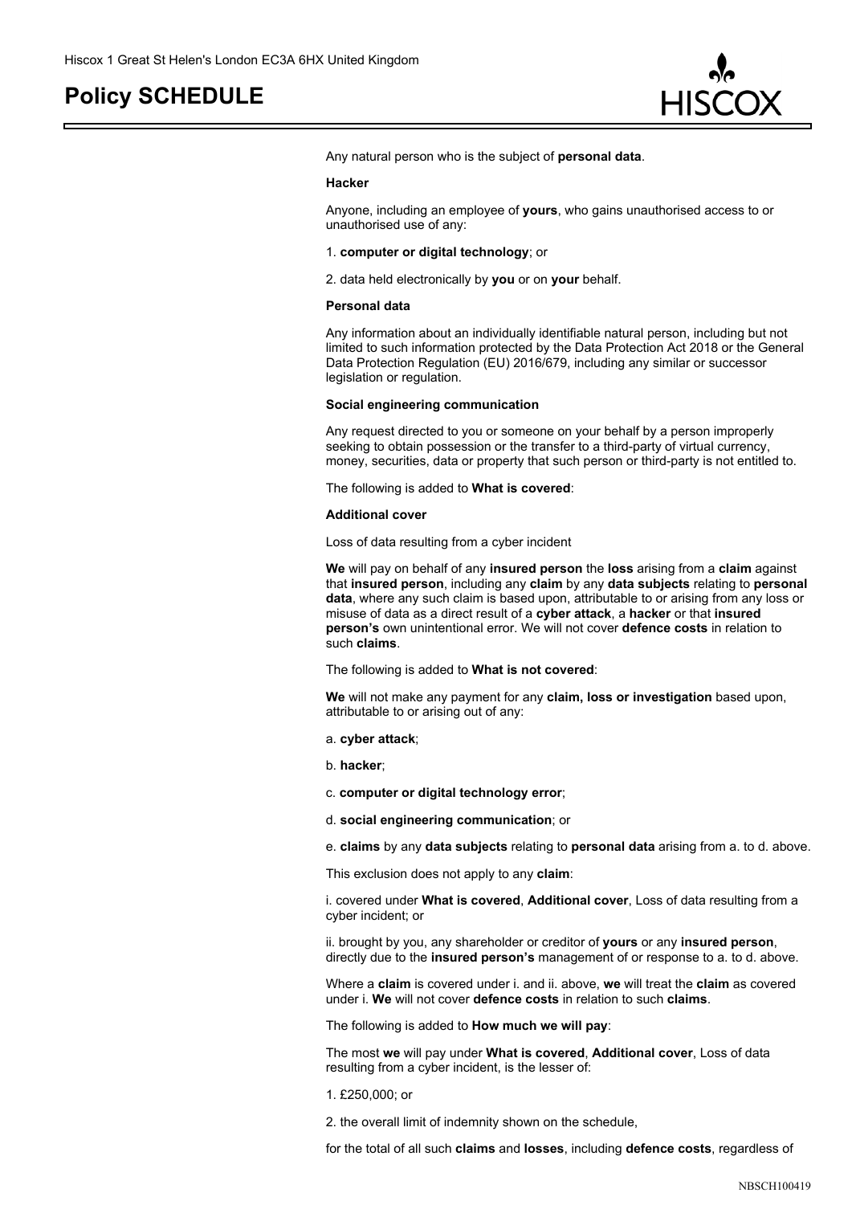Any natural person who is the subject of **personal data**.

**Hacker**

Anyone, including an employee of **yours**, who gains unauthorised access to or unauthorised use of any:

1. **computer or digital technology**; or

2. data held electronically by **you** or on **your** behalf.

**Personal data**

Any information about an individually identifiable natural person, including but not limited to such information protected by the Data Protection Act 2018 or the General Data Protection Regulation (EU) 2016/679, including any similar or successor legislation or regulation.

**Social engineering communication**

Any request directed to you or someone on your behalf by a person improperly seeking to obtain possession or the transfer to a third-party of virtual currency, money, securities, data or property that such person or third-party is not entitled to.

The following is added to **What is covered**:

**Additional cover**

Loss of data resulting from a cyber incident

**We** will pay on behalf of any **insured person** the **loss** arising from a **claim** against that **insured person**, including any **claim** by any **data subjects** relating to **personal data**, where any such claim is based upon, attributable to or arising from any loss or misuse of data as a direct result of a **cyber attack**, a **hacker** or that **insured person's** own unintentional error. We will not cover **defence costs** in relation to such **claims**.

The following is added to **What is not covered**:

**We** will not make any payment for any **claim, loss or investigation** based upon, attributable to or arising out of any:

a. **cyber attack**;

b. **hacker**;

c. **computer or digital technology error**;

d. **social engineering communication**; or

e. **claims** by any **data subjects** relating to **personal data** arising from a. to d. above.

This exclusion does not apply to any **claim**:

i. covered under **What is covered**, **Additional cover**, Loss of data resulting from a cyber incident; or

ii. brought by you, any shareholder or creditor of **yours** or any **insured person**, directly due to the **insured person's** management of or response to a. to d. above.

Where a **claim** is covered under i. and ii. above, **we** will treat the **claim** as covered under i. **We** will not cover **defence costs** in relation to such **claims**.

The following is added to **How much we will pay**:

The most **we** will pay under **What is covered**, **Additional cover**, Loss of data resulting from a cyber incident, is the lesser of:

1. £250,000; or

2. the overall limit of indemnity shown on the schedule,

for the total of all such **claims** and **losses**, including **defence costs**, regardless of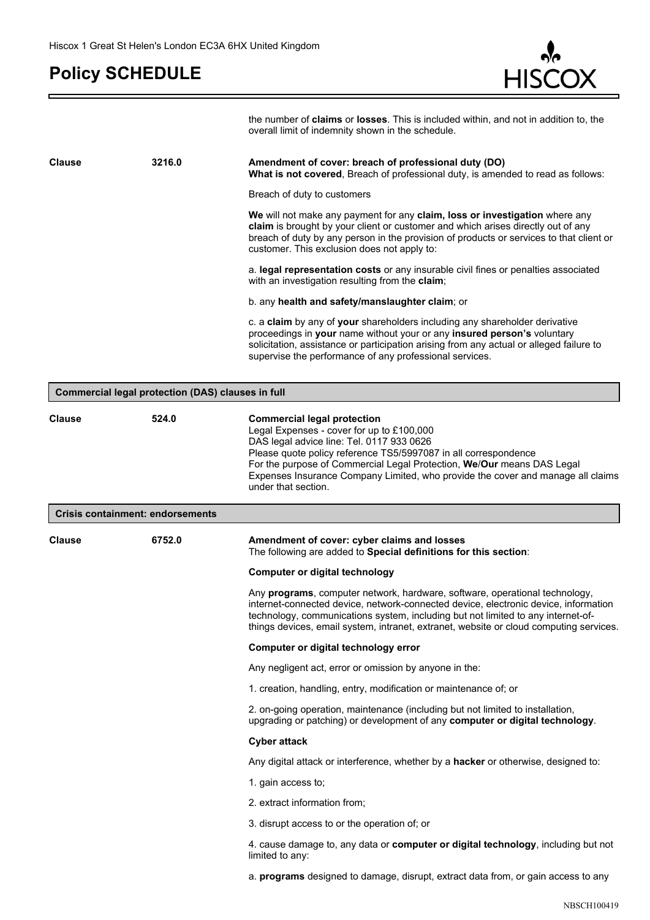the number of **claims** or **losses**. This is included within, and not in addition to, the overall limit of indemnity shown in the schedule.

**Clause 3216.0**

**Amendment of cover: breach of professional duty (DO)**
**What is not covered**, Breach of professional duty, is amended to read as follows:

Breach of duty to customers

**We** will not make any payment for any **claim, loss or investigation** where any **claim** is brought by your client or customer and which arises directly out of any breach of duty by any person in the provision of products or services to that client or customer. This exclusion does not apply to:

a. **legal representation costs** or any insurable civil fines or penalties associated with an investigation resulting from the **claim**;

b. any **health and safety/manslaughter claim**; or

c. a **claim** by any of **your** shareholders including any shareholder derivative proceedings in **your** name without your or any **insured person's** voluntary solicitation, assistance or participation arising from any actual or alleged failure to supervise the performance of any professional services.

## Commercial legal protection (DAS) clauses in full

**Clause 524.0**

**Commercial legal protection**
Legal Expenses - cover for up to £100,000
DAS legal advice line: Tel. 0117 933 0626
Please quote policy reference TS5/5997087 in all correspondence
For the purpose of Commercial Legal Protection, **We**/**Our** means DAS Legal Expenses Insurance Company Limited, who provide the cover and manage all claims under that section.

## Crisis containment: endorsements

**Clause 6752.0**

**Amendment of cover: cyber claims and losses**
The following are added to **Special definitions for this section**:

**Computer or digital technology**

Any **programs**, computer network, hardware, software, operational technology, internet-connected device, network-connected device, electronic device, information technology, communications system, including but not limited to any internet-of-things devices, email system, intranet, extranet, website or cloud computing services.

**Computer or digital technology error**

Any negligent act, error or omission by anyone in the:

1. creation, handling, entry, modification or maintenance of; or

2. on-going operation, maintenance (including but not limited to installation, upgrading or patching) or development of any **computer or digital technology**.

**Cyber attack**

Any digital attack or interference, whether by a **hacker** or otherwise, designed to:

1. gain access to;

2. extract information from;

3. disrupt access to or the operation of; or

4. cause damage to, any data or **computer or digital technology**, including but not limited to any:

a. **programs** designed to damage, disrupt, extract data from, or gain access to any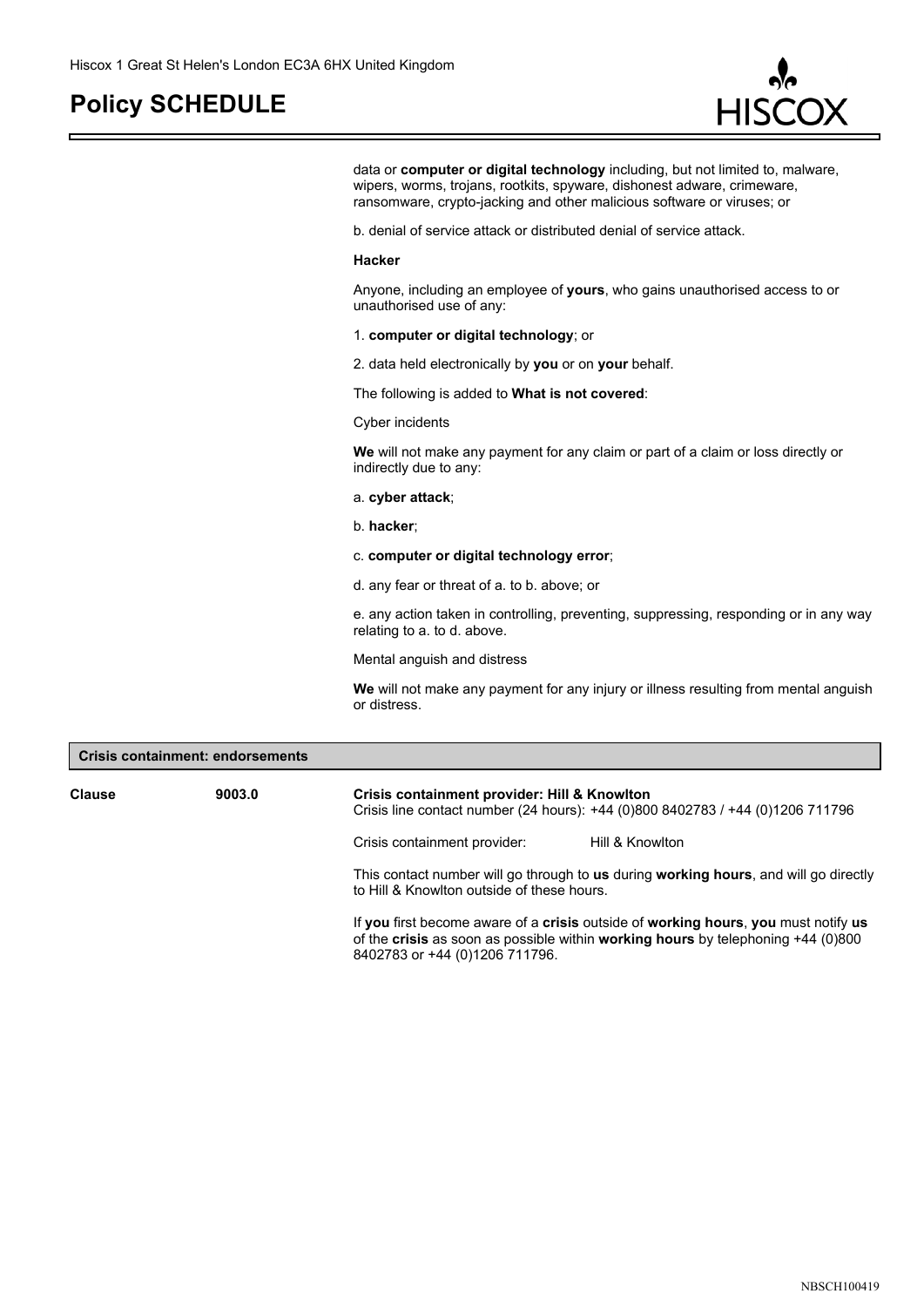data or **computer or digital technology** including, but not limited to, malware, wipers, worms, trojans, rootkits, spyware, dishonest adware, crimeware, ransomware, crypto-jacking and other malicious software or viruses; or

b. denial of service attack or distributed denial of service attack.

**Hacker**

Anyone, including an employee of **yours**, who gains unauthorised access to or unauthorised use of any:

1. **computer or digital technology**; or

2. data held electronically by **you** or on **your** behalf.

The following is added to **What is not covered**:

Cyber incidents

**We** will not make any payment for any claim or part of a claim or loss directly or indirectly due to any:

a. **cyber attack**;

b. **hacker**;

c. **computer or digital technology error**;

d. any fear or threat of a. to b. above; or

e. any action taken in controlling, preventing, suppressing, responding or in any way relating to a. to d. above.

Mental anguish and distress

**We** will not make any payment for any injury or illness resulting from mental anguish or distress.

## Crisis containment: endorsements

**Clause** **9003.0** **Crisis containment provider: Hill & Knowlton**

Crisis line contact number (24 hours): +44 (0)800 8402783 / +44 (0)1206 711796

Crisis containment provider: Hill & Knowlton

This contact number will go through to **us** during **working hours**, and will go directly to Hill & Knowlton outside of these hours.

If **you** first become aware of a **crisis** outside of **working hours**, **you** must notify **us** of the **crisis** as soon as possible within **working hours** by telephoning +44 (0)800 8402783 or +44 (0)1206 711796.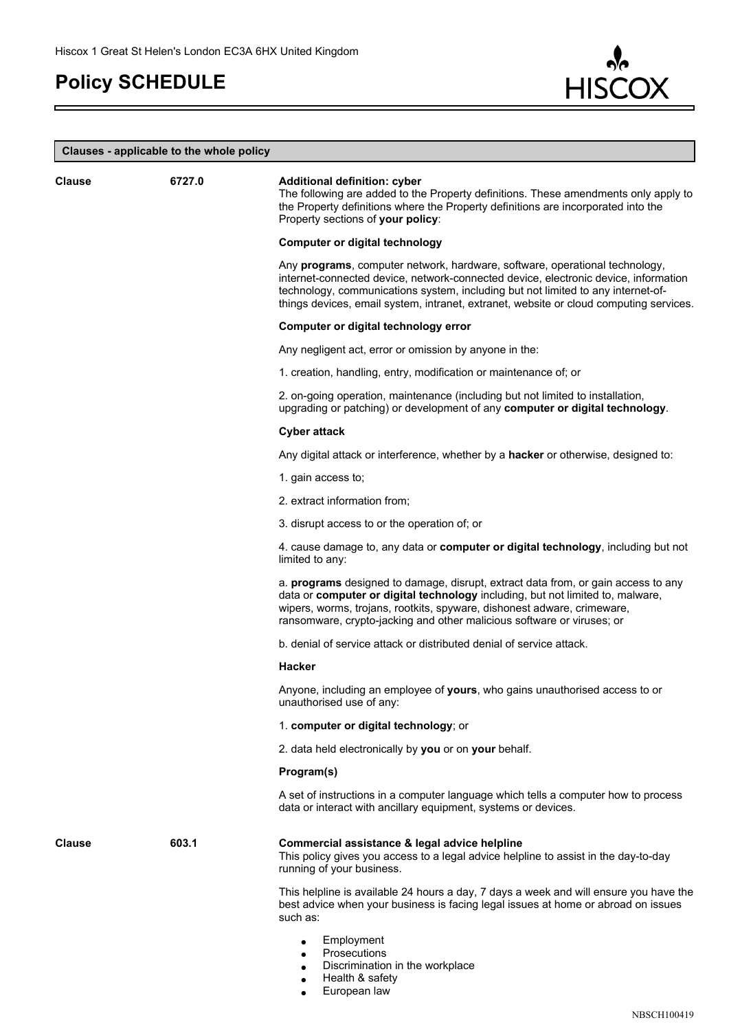# Policy SCHEDULE

## Clauses - applicable to the whole policy

**Clause** 6727.0

**Additional definition: cyber**
The following are added to the Property definitions. These amendments only apply to the Property definitions where the Property definitions are incorporated into the Property sections of **your policy**:

**Computer or digital technology**

Any **programs**, computer network, hardware, software, operational technology, internet-connected device, network-connected device, electronic device, information technology, communications system, including but not limited to any internet-of-things devices, email system, intranet, extranet, website or cloud computing services.

**Computer or digital technology error**

Any negligent act, error or omission by anyone in the:

1. creation, handling, entry, modification or maintenance of; or

2. on-going operation, maintenance (including but not limited to installation, upgrading or patching) or development of any **computer or digital technology**.

**Cyber attack**

Any digital attack or interference, whether by a **hacker** or otherwise, designed to:

1. gain access to;

2. extract information from;

3. disrupt access to or the operation of; or

4. cause damage to, any data or **computer or digital technology**, including but not limited to any:

a. **programs** designed to damage, disrupt, extract data from, or gain access to any data or **computer or digital technology** including, but not limited to, malware, wipers, worms, trojans, rootkits, spyware, dishonest adware, crimeware, ransomware, crypto-jacking and other malicious software or viruses; or

b. denial of service attack or distributed denial of service attack.

**Hacker**

Anyone, including an employee of **yours**, who gains unauthorised access to or unauthorised use of any:

1. **computer or digital technology**; or

2. data held electronically by **you** or on **your** behalf.

**Program(s)**

A set of instructions in a computer language which tells a computer how to process data or interact with ancillary equipment, systems or devices.

**Clause** 603.1

**Commercial assistance & legal advice helpline**
This policy gives you access to a legal advice helpline to assist in the day-to-day running of your business.

This helpline is available 24 hours a day, 7 days a week and will ensure you have the best advice when your business is facing legal issues at home or abroad on issues such as:

- Employment
- Prosecutions
- Discrimination in the workplace
- Health & safety
- European law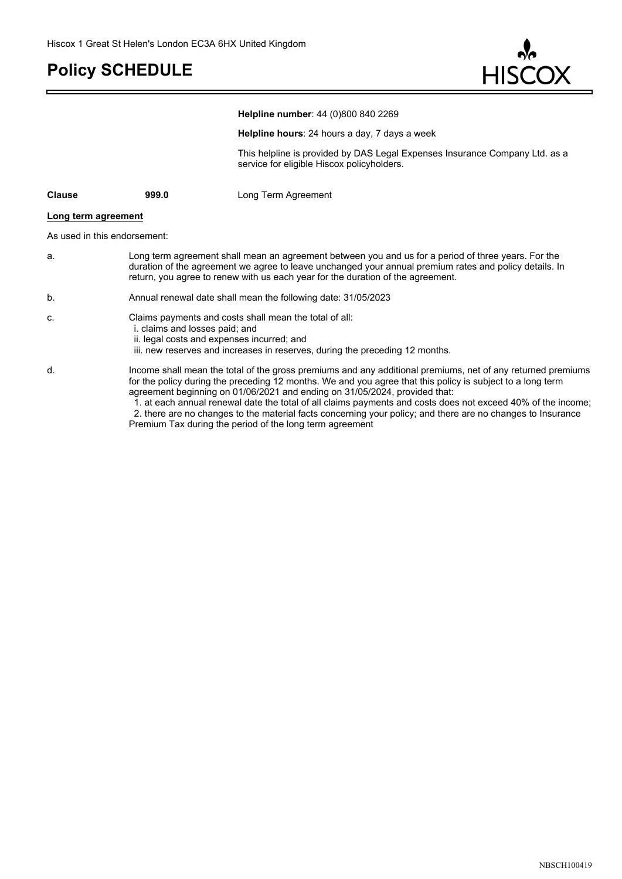Hiscox 1 Great St Helen's London EC3A 6HX United Kingdom

# Policy SCHEDULE

**Helpline number**: 44 (0)800 840 2269

**Helpline hours**: 24 hours a day, 7 days a week

This helpline is provided by DAS Legal Expenses Insurance Company Ltd. as a service for eligible Hiscox policyholders.

| **Clause** | **999.0** | Long Term Agreement |
|---|---|---|

**Long term agreement**

As used in this endorsement:

a. Long term agreement shall mean an agreement between you and us for a period of three years. For the duration of the agreement we agree to leave unchanged your annual premium rates and policy details. In return, you agree to renew with us each year for the duration of the agreement.

b. Annual renewal date shall mean the following date: 31/05/2023

c. Claims payments and costs shall mean the total of all:
   i. claims and losses paid; and
   ii. legal costs and expenses incurred; and
   iii. new reserves and increases in reserves, during the preceding 12 months.

d. Income shall mean the total of the gross premiums and any additional premiums, net of any returned premiums for the policy during the preceding 12 months. We and you agree that this policy is subject to a long term agreement beginning on 01/06/2021 and ending on 31/05/2024, provided that:
   1. at each annual renewal date the total of all claims payments and costs does not exceed 40% of the income;
   2. there are no changes to the material facts concerning your policy; and there are no changes to Insurance Premium Tax during the period of the long term agreement

NBSCH100419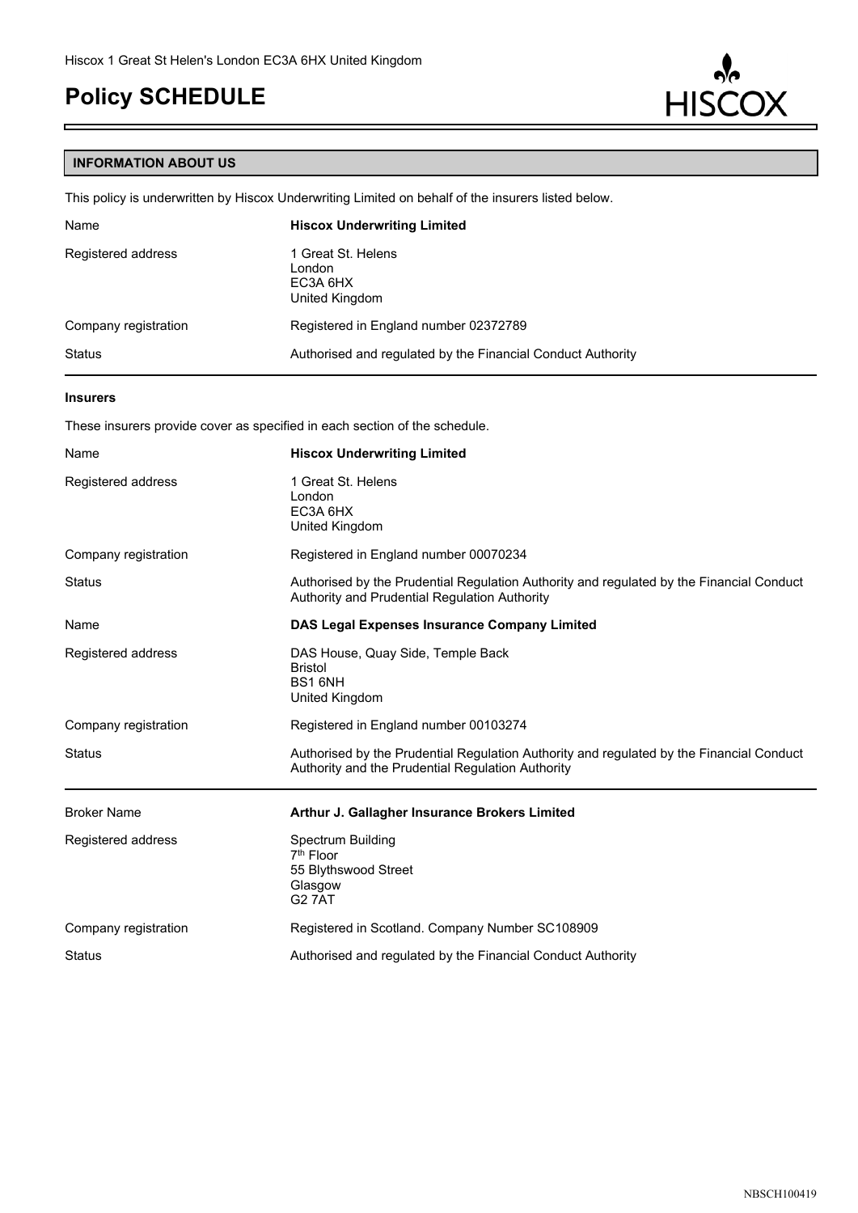Hiscox 1 Great St Helen's London EC3A 6HX United Kingdom

# Policy SCHEDULE

## INFORMATION ABOUT US

This policy is underwritten by Hiscox Underwriting Limited on behalf of the insurers listed below.

| | |
|---|---|
| Name | **Hiscox Underwriting Limited** |
| Registered address | 1 Great St. Helens<br>London<br>EC3A 6HX<br>United Kingdom |
| Company registration | Registered in England number 02372789 |
| Status | Authorised and regulated by the Financial Conduct Authority |

**Insurers**

These insurers provide cover as specified in each section of the schedule.

| | |
|---|---|
| Name | **Hiscox Underwriting Limited** |
| Registered address | 1 Great St. Helens<br>London<br>EC3A 6HX<br>United Kingdom |
| Company registration | Registered in England number 00070234 |
| Status | Authorised by the Prudential Regulation Authority and regulated by the Financial Conduct Authority and Prudential Regulation Authority |
| Name | **DAS Legal Expenses Insurance Company Limited** |
| Registered address | DAS House, Quay Side, Temple Back<br>Bristol<br>BS1 6NH<br>United Kingdom |
| Company registration | Registered in England number 00103274 |
| Status | Authorised by the Prudential Regulation Authority and regulated by the Financial Conduct Authority and the Prudential Regulation Authority |

| | |
|---|---|
| Broker Name | **Arthur J. Gallagher Insurance Brokers Limited** |
| Registered address | Spectrum Building<br>7th Floor<br>55 Blythswood Street<br>Glasgow<br>G2 7AT |
| Company registration | Registered in Scotland. Company Number SC108909 |
| Status | Authorised and regulated by the Financial Conduct Authority |

NBSCH100419